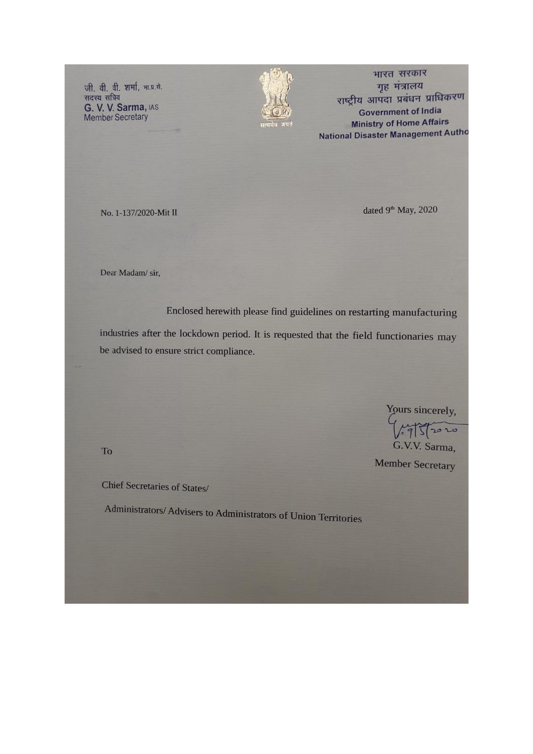जी. वी. वी. शर्मा, भा.प्र.से.
सदस्य सचिव
**G. V. V. Sarma,** IAS
Member Secretary

सत्यमेव जयते

भारत सरकार
गृह मंत्रालय
राष्ट्रीय आपदा प्रबंधन प्राधिकरण
**Government of India**
**Ministry of Home Affairs**
**National Disaster Management Autho**

No. 1-137/2020-Mit II

dated 9th May, 2020

Dear Madam/ sir,

Enclosed herewith please find guidelines on restarting manufacturing industries after the lockdown period. It is requested that the field functionaries may be advised to ensure strict compliance.

Yours sincerely,

9/5/2020

G.V.V. Sarma,
Member Secretary

To

Chief Secretaries of States/

Administrators/ Advisers to Administrators of Union Territories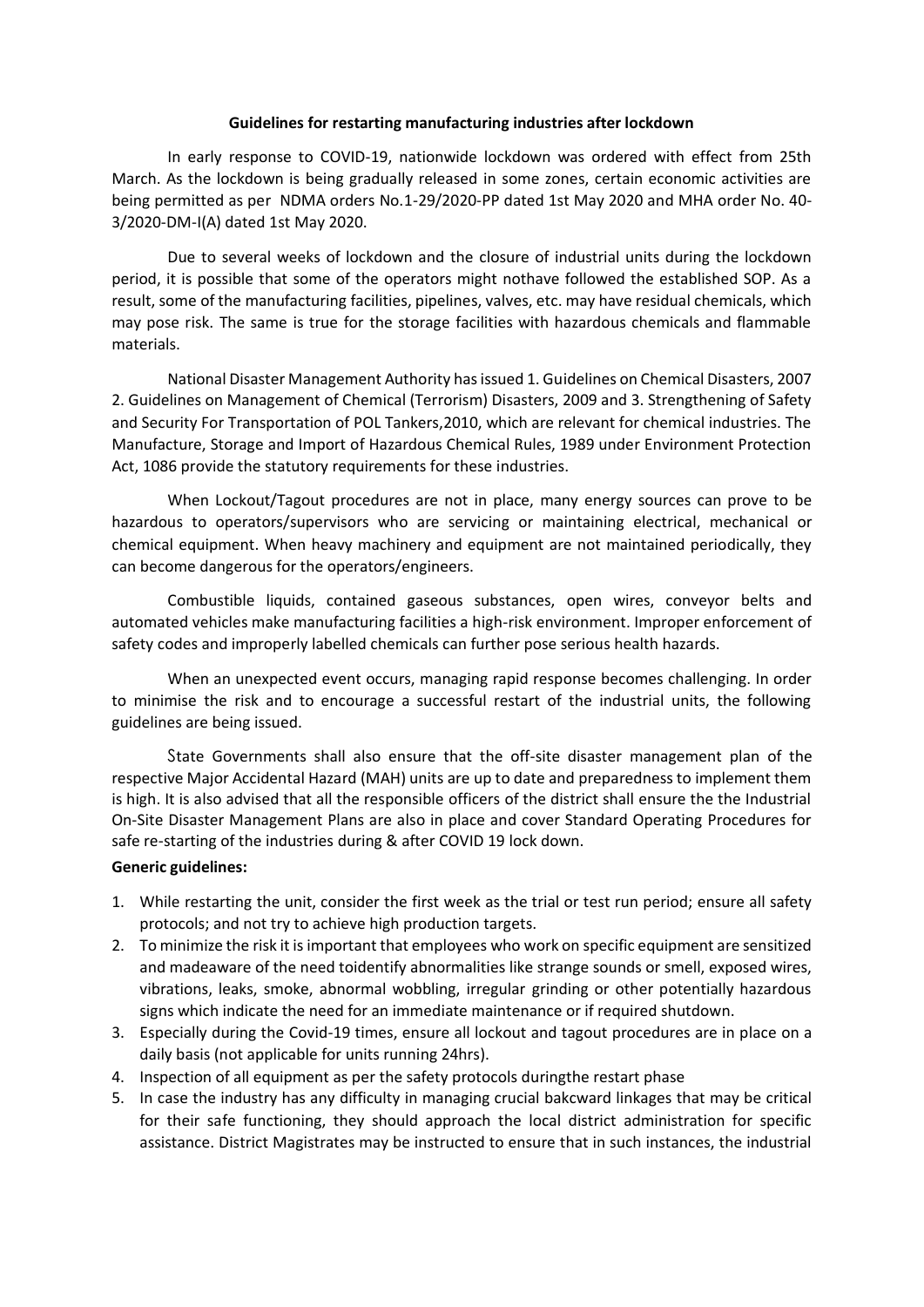**Guidelines for restarting manufacturing industries after lockdown**

In early response to COVID-19, nationwide lockdown was ordered with effect from 25th March. As the lockdown is being gradually released in some zones, certain economic activities are being permitted as per NDMA orders No.1-29/2020-PP dated 1st May 2020 and MHA order No. 40-3/2020-DM-I(A) dated 1st May 2020.

Due to several weeks of lockdown and the closure of industrial units during the lockdown period, it is possible that some of the operators might nothave followed the established SOP. As a result, some of the manufacturing facilities, pipelines, valves, etc. may have residual chemicals, which may pose risk. The same is true for the storage facilities with hazardous chemicals and flammable materials.

National Disaster Management Authority has issued 1. Guidelines on Chemical Disasters, 2007 2. Guidelines on Management of Chemical (Terrorism) Disasters, 2009 and 3. Strengthening of Safety and Security For Transportation of POL Tankers,2010, which are relevant for chemical industries. The Manufacture, Storage and Import of Hazardous Chemical Rules, 1989 under Environment Protection Act, 1086 provide the statutory requirements for these industries.

When Lockout/Tagout procedures are not in place, many energy sources can prove to be hazardous to operators/supervisors who are servicing or maintaining electrical, mechanical or chemical equipment. When heavy machinery and equipment are not maintained periodically, they can become dangerous for the operators/engineers.

Combustible liquids, contained gaseous substances, open wires, conveyor belts and automated vehicles make manufacturing facilities a high-risk environment. Improper enforcement of safety codes and improperly labelled chemicals can further pose serious health hazards.

When an unexpected event occurs, managing rapid response becomes challenging. In order to minimise the risk and to encourage a successful restart of the industrial units, the following guidelines are being issued.

State Governments shall also ensure that the off-site disaster management plan of the respective Major Accidental Hazard (MAH) units are up to date and preparedness to implement them is high. It is also advised that all the responsible officers of the district shall ensure the the Industrial On-Site Disaster Management Plans are also in place and cover Standard Operating Procedures for safe re-starting of the industries during & after COVID 19 lock down.

**Generic guidelines:**

1. While restarting the unit, consider the first week as the trial or test run period; ensure all safety protocols; and not try to achieve high production targets.
2. To minimize the risk it is important that employees who work on specific equipment are sensitized and madeaware of the need toidentify abnormalities like strange sounds or smell, exposed wires, vibrations, leaks, smoke, abnormal wobbling, irregular grinding or other potentially hazardous signs which indicate the need for an immediate maintenance or if required shutdown.
3. Especially during the Covid-19 times, ensure all lockout and tagout procedures are in place on a daily basis (not applicable for units running 24hrs).
4. Inspection of all equipment as per the safety protocols duringthe restart phase
5. In case the industry has any difficulty in managing crucial bakcward linkages that may be critical for their safe functioning, they should approach the local district administration for specific assistance. District Magistrates may be instructed to ensure that in such instances, the industrial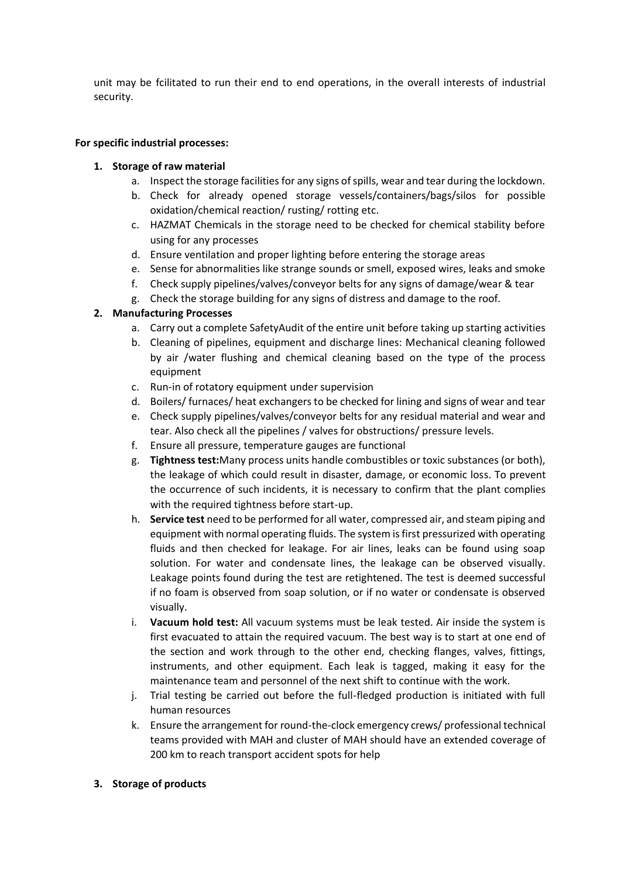unit may be fcilitated to run their end to end operations, in the overall interests of industrial security.

**For specific industrial processes:**

1. **Storage of raw material**
    a. Inspect the storage facilities for any signs of spills, wear and tear during the lockdown.
    b. Check for already opened storage vessels/containers/bags/silos for possible oxidation/chemical reaction/ rusting/ rotting etc.
    c. HAZMAT Chemicals in the storage need to be checked for chemical stability before using for any processes
    d. Ensure ventilation and proper lighting before entering the storage areas
    e. Sense for abnormalities like strange sounds or smell, exposed wires, leaks and smoke
    f. Check supply pipelines/valves/conveyor belts for any signs of damage/wear & tear
    g. Check the storage building for any signs of distress and damage to the roof.
2. **Manufacturing Processes**
    a. Carry out a complete SafetyAudit of the entire unit before taking up starting activities
    b. Cleaning of pipelines, equipment and discharge lines: Mechanical cleaning followed by air /water flushing and chemical cleaning based on the type of the process equipment
    c. Run-in of rotatory equipment under supervision
    d. Boilers/ furnaces/ heat exchangers to be checked for lining and signs of wear and tear
    e. Check supply pipelines/valves/conveyor belts for any residual material and wear and tear. Also check all the pipelines / valves for obstructions/ pressure levels.
    f. Ensure all pressure, temperature gauges are functional
    g. **Tightness test:**Many process units handle combustibles or toxic substances (or both), the leakage of which could result in disaster, damage, or economic loss. To prevent the occurrence of such incidents, it is necessary to confirm that the plant complies with the required tightness before start-up.
    h. **Service test** need to be performed for all water, compressed air, and steam piping and equipment with normal operating fluids. The system is first pressurized with operating fluids and then checked for leakage. For air lines, leaks can be found using soap solution. For water and condensate lines, the leakage can be observed visually. Leakage points found during the test are retightened. The test is deemed successful if no foam is observed from soap solution, or if no water or condensate is observed visually.
    i. **Vacuum hold test:** All vacuum systems must be leak tested. Air inside the system is first evacuated to attain the required vacuum. The best way is to start at one end of the section and work through to the other end, checking flanges, valves, fittings, instruments, and other equipment. Each leak is tagged, making it easy for the maintenance team and personnel of the next shift to continue with the work.
    j. Trial testing be carried out before the full-fledged production is initiated with full human resources
    k. Ensure the arrangement for round-the-clock emergency crews/ professional technical teams provided with MAH and cluster of MAH should have an extended coverage of 200 km to reach transport accident spots for help
3. **Storage of products**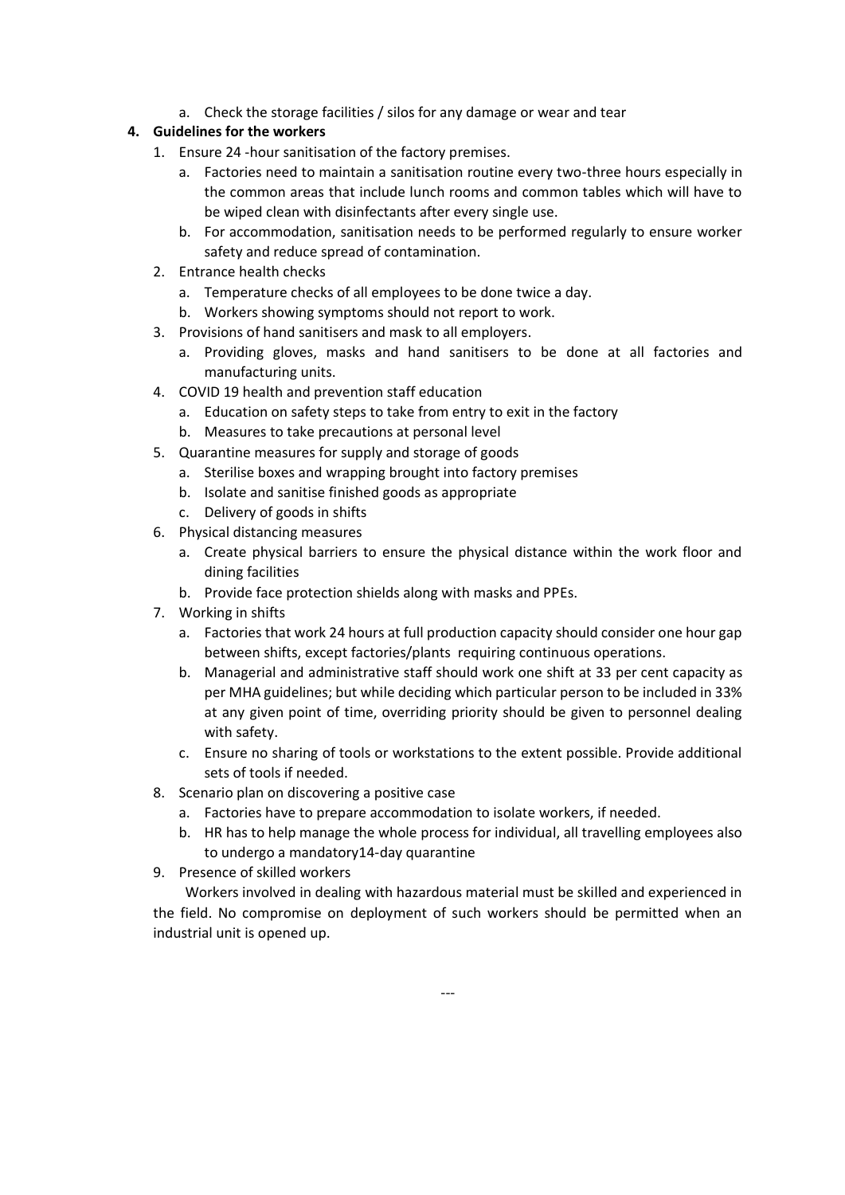a. Check the storage facilities / silos for any damage or wear and tear

**4. Guidelines for the workers**

1. Ensure 24 -hour sanitisation of the factory premises.
   a. Factories need to maintain a sanitisation routine every two-three hours especially in the common areas that include lunch rooms and common tables which will have to be wiped clean with disinfectants after every single use.
   b. For accommodation, sanitisation needs to be performed regularly to ensure worker safety and reduce spread of contamination.
2. Entrance health checks
   a. Temperature checks of all employees to be done twice a day.
   b. Workers showing symptoms should not report to work.
3. Provisions of hand sanitisers and mask to all employers.
   a. Providing gloves, masks and hand sanitisers to be done at all factories and manufacturing units.
4. COVID 19 health and prevention staff education
   a. Education on safety steps to take from entry to exit in the factory
   b. Measures to take precautions at personal level
5. Quarantine measures for supply and storage of goods
   a. Sterilise boxes and wrapping brought into factory premises
   b. Isolate and sanitise finished goods as appropriate
   c. Delivery of goods in shifts
6. Physical distancing measures
   a. Create physical barriers to ensure the physical distance within the work floor and dining facilities
   b. Provide face protection shields along with masks and PPEs.
7. Working in shifts
   a. Factories that work 24 hours at full production capacity should consider one hour gap between shifts, except factories/plants requiring continuous operations.
   b. Managerial and administrative staff should work one shift at 33 per cent capacity as per MHA guidelines; but while deciding which particular person to be included in 33% at any given point of time, overriding priority should be given to personnel dealing with safety.
   c. Ensure no sharing of tools or workstations to the extent possible. Provide additional sets of tools if needed.
8. Scenario plan on discovering a positive case
   a. Factories have to prepare accommodation to isolate workers, if needed.
   b. HR has to help manage the whole process for individual, all travelling employees also to undergo a mandatory14-day quarantine
9. Presence of skilled workers

   Workers involved in dealing with hazardous material must be skilled and experienced in the field. No compromise on deployment of such workers should be permitted when an industrial unit is opened up.

---